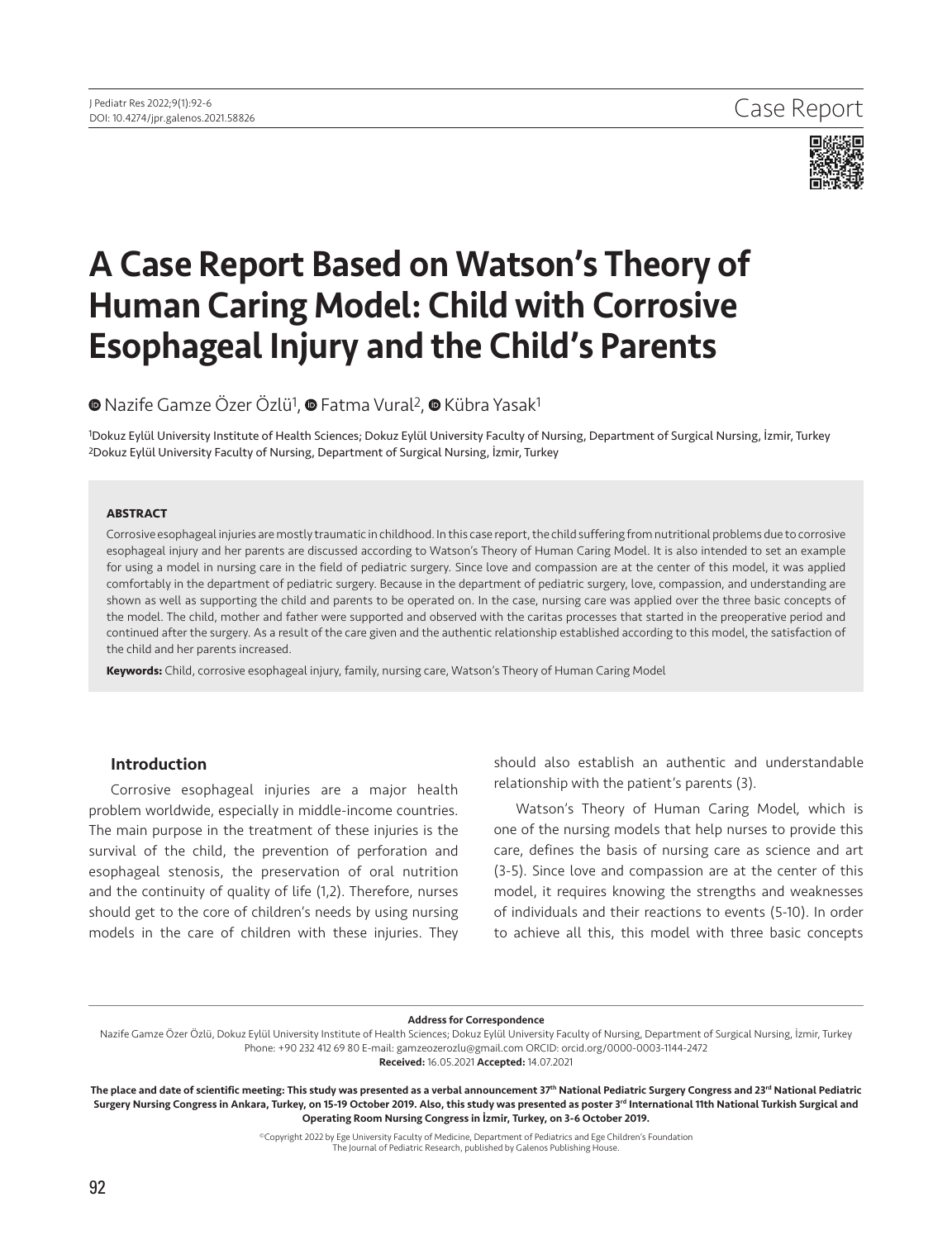Case Report

# A Case Report Based on Watson's Theory of Human Caring Model: Child with Corrosive Esophageal Injury and the Child's Parents

Nazife Gamze Özer Özlü[1], Fatma Vural[2], Kübra Yasak[1]

[1]Dokuz Eylül University Institute of Health Sciences; Dokuz Eylül University Faculty of Nursing, Department of Surgical Nursing, İzmir, Turkey
[2]Dokuz Eylül University Faculty of Nursing, Department of Surgical Nursing, İzmir, Turkey

**ABSTRACT**

Corrosive esophageal injuries are mostly traumatic in childhood. In this case report, the child suffering from nutritional problems due to corrosive esophageal injury and her parents are discussed according to Watson's Theory of Human Caring Model. It is also intended to set an example for using a model in nursing care in the field of pediatric surgery. Since love and compassion are at the center of this model, it was applied comfortably in the department of pediatric surgery. Because in the department of pediatric surgery, love, compassion, and understanding are shown as well as supporting the child and parents to be operated on. In the case, nursing care was applied over the three basic concepts of the model. The child, mother and father were supported and observed with the caritas processes that started in the preoperative period and continued after the surgery. As a result of the care given and the authentic relationship established according to this model, the satisfaction of the child and her parents increased.

**Keywords:** Child, corrosive esophageal injury, family, nursing care, Watson's Theory of Human Caring Model

## Introduction

Corrosive esophageal injuries are a major health problem worldwide, especially in middle-income countries. The main purpose in the treatment of these injuries is the survival of the child, the prevention of perforation and esophageal stenosis, the preservation of oral nutrition and the continuity of quality of life (1,2). Therefore, nurses should get to the core of children's needs by using nursing models in the care of children with these injuries. They should also establish an authentic and understandable relationship with the patient's parents (3).

Watson's Theory of Human Caring Model, which is one of the nursing models that help nurses to provide this care, defines the basis of nursing care as science and art (3-5). Since love and compassion are at the center of this model, it requires knowing the strengths and weaknesses of individuals and their reactions to events (5-10). In order to achieve all this, this model with three basic concepts

**Address for Correspondence**
Nazife Gamze Özer Özlü, Dokuz Eylül University Institute of Health Sciences; Dokuz Eylül University Faculty of Nursing, Department of Surgical Nursing, İzmir, Turkey
Phone: +90 232 412 69 80 E-mail: gamzeozerozlu@gmail.com ORCID: orcid.org/0000-0003-1144-2472
**Received:** 16.05.2021 **Accepted:** 14.07.2021

**The place and date of scientific meeting: This study was presented as a verbal announcement 37th National Pediatric Surgery Congress and 23rd National Pediatric Surgery Nursing Congress in Ankara, Turkey, on 15-19 October 2019. Also, this study was presented as poster 3rd International 11th National Turkish Surgical and Operating Room Nursing Congress in İzmir, Turkey, on 3-6 October 2019.**

©Copyright 2022 by Ege University Faculty of Medicine, Department of Pediatrics and Ege Children's Foundation
The Journal of Pediatric Research, published by Galenos Publishing House.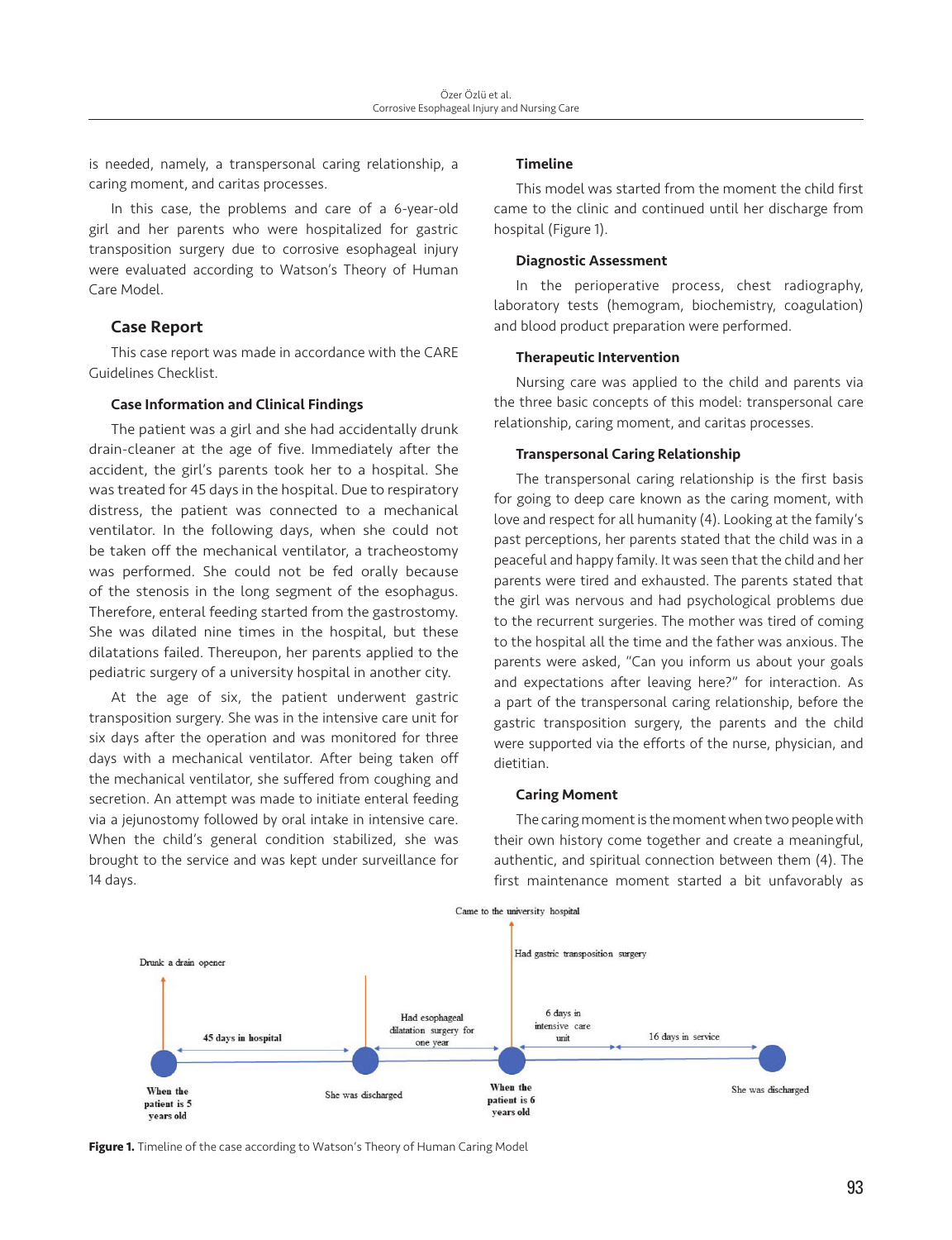is needed, namely, a transpersonal caring relationship, a caring moment, and caritas processes.

In this case, the problems and care of a 6-year-old girl and her parents who were hospitalized for gastric transposition surgery due to corrosive esophageal injury were evaluated according to Watson's Theory of Human Care Model.

## Case Report

This case report was made in accordance with the CARE Guidelines Checklist.

### Case Information and Clinical Findings

The patient was a girl and she had accidentally drunk drain-cleaner at the age of five. Immediately after the accident, the girl's parents took her to a hospital. She was treated for 45 days in the hospital. Due to respiratory distress, the patient was connected to a mechanical ventilator. In the following days, when she could not be taken off the mechanical ventilator, a tracheostomy was performed. She could not be fed orally because of the stenosis in the long segment of the esophagus. Therefore, enteral feeding started from the gastrostomy. She was dilated nine times in the hospital, but these dilatations failed. Thereupon, her parents applied to the pediatric surgery of a university hospital in another city.

At the age of six, the patient underwent gastric transposition surgery. She was in the intensive care unit for six days after the operation and was monitored for three days with a mechanical ventilator. After being taken off the mechanical ventilator, she suffered from coughing and secretion. An attempt was made to initiate enteral feeding via a jejunostomy followed by oral intake in intensive care. When the child's general condition stabilized, she was brought to the service and was kept under surveillance for 14 days.

### Timeline

This model was started from the moment the child first came to the clinic and continued until her discharge from hospital (Figure 1).

### Diagnostic Assessment

In the perioperative process, chest radiography, laboratory tests (hemogram, biochemistry, coagulation) and blood product preparation were performed.

### Therapeutic Intervention

Nursing care was applied to the child and parents via the three basic concepts of this model: transpersonal care relationship, caring moment, and caritas processes.

### Transpersonal Caring Relationship

The transpersonal caring relationship is the first basis for going to deep care known as the caring moment, with love and respect for all humanity (4). Looking at the family's past perceptions, her parents stated that the child was in a peaceful and happy family. It was seen that the child and her parents were tired and exhausted. The parents stated that the girl was nervous and had psychological problems due to the recurrent surgeries. The mother was tired of coming to the hospital all the time and the father was anxious. The parents were asked, "Can you inform us about your goals and expectations after leaving here?" for interaction. As a part of the transpersonal caring relationship, before the gastric transposition surgery, the parents and the child were supported via the efforts of the nurse, physician, and dietitian.

### Caring Moment

The caring moment is the moment when two people with their own history come together and create a meaningful, authentic, and spiritual connection between them (4). The first maintenance moment started a bit unfavorably as

Drunk a drain opener — When the patient is 5 years old — 45 days in hospital — She was discharged — Had esophageal dilatation surgery for one year — Came to the university hospital — Had gastric transposition surgery — When the patient is 6 years old — 6 days in intensive care unit — 16 days in service — She was discharged

**Figure 1.** Timeline of the case according to Watson's Theory of Human Caring Model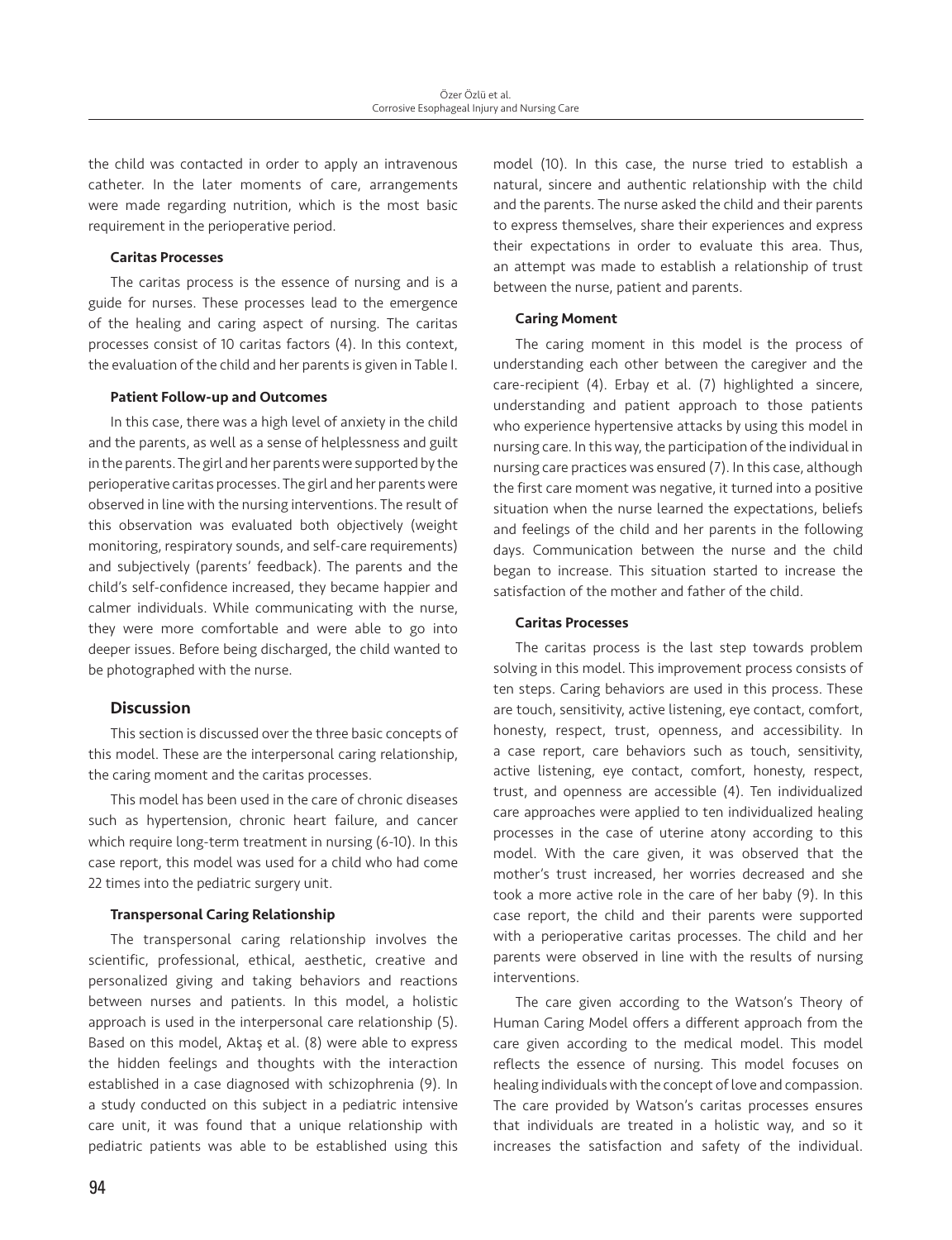the child was contacted in order to apply an intravenous catheter. In the later moments of care, arrangements were made regarding nutrition, which is the most basic requirement in the perioperative period.

**Caritas Processes**

The caritas process is the essence of nursing and is a guide for nurses. These processes lead to the emergence of the healing and caring aspect of nursing. The caritas processes consist of 10 caritas factors (4). In this context, the evaluation of the child and her parents is given in Table I.

**Patient Follow-up and Outcomes**

In this case, there was a high level of anxiety in the child and the parents, as well as a sense of helplessness and guilt in the parents. The girl and her parents were supported by the perioperative caritas processes. The girl and her parents were observed in line with the nursing interventions. The result of this observation was evaluated both objectively (weight monitoring, respiratory sounds, and self-care requirements) and subjectively (parents' feedback). The parents and the child's self-confidence increased, they became happier and calmer individuals. While communicating with the nurse, they were more comfortable and were able to go into deeper issues. Before being discharged, the child wanted to be photographed with the nurse.

## Discussion

This section is discussed over the three basic concepts of this model. These are the interpersonal caring relationship, the caring moment and the caritas processes.

This model has been used in the care of chronic diseases such as hypertension, chronic heart failure, and cancer which require long-term treatment in nursing (6-10). In this case report, this model was used for a child who had come 22 times into the pediatric surgery unit.

**Transpersonal Caring Relationship**

The transpersonal caring relationship involves the scientific, professional, ethical, aesthetic, creative and personalized giving and taking behaviors and reactions between nurses and patients. In this model, a holistic approach is used in the interpersonal care relationship (5). Based on this model, Aktaş et al. (8) were able to express the hidden feelings and thoughts with the interaction established in a case diagnosed with schizophrenia (9). In a study conducted on this subject in a pediatric intensive care unit, it was found that a unique relationship with pediatric patients was able to be established using this model (10). In this case, the nurse tried to establish a natural, sincere and authentic relationship with the child and the parents. The nurse asked the child and their parents to express themselves, share their experiences and express their expectations in order to evaluate this area. Thus, an attempt was made to establish a relationship of trust between the nurse, patient and parents.

**Caring Moment**

The caring moment in this model is the process of understanding each other between the caregiver and the care-recipient (4). Erbay et al. (7) highlighted a sincere, understanding and patient approach to those patients who experience hypertensive attacks by using this model in nursing care. In this way, the participation of the individual in nursing care practices was ensured (7). In this case, although the first care moment was negative, it turned into a positive situation when the nurse learned the expectations, beliefs and feelings of the child and her parents in the following days. Communication between the nurse and the child began to increase. This situation started to increase the satisfaction of the mother and father of the child.

**Caritas Processes**

The caritas process is the last step towards problem solving in this model. This improvement process consists of ten steps. Caring behaviors are used in this process. These are touch, sensitivity, active listening, eye contact, comfort, honesty, respect, trust, openness, and accessibility. In a case report, care behaviors such as touch, sensitivity, active listening, eye contact, comfort, honesty, respect, trust, and openness are accessible (4). Ten individualized care approaches were applied to ten individualized healing processes in the case of uterine atony according to this model. With the care given, it was observed that the mother's trust increased, her worries decreased and she took a more active role in the care of her baby (9). In this case report, the child and their parents were supported with a perioperative caritas processes. The child and her parents were observed in line with the results of nursing interventions.

The care given according to the Watson's Theory of Human Caring Model offers a different approach from the care given according to the medical model. This model reflects the essence of nursing. This model focuses on healing individuals with the concept of love and compassion. The care provided by Watson's caritas processes ensures that individuals are treated in a holistic way, and so it increases the satisfaction and safety of the individual.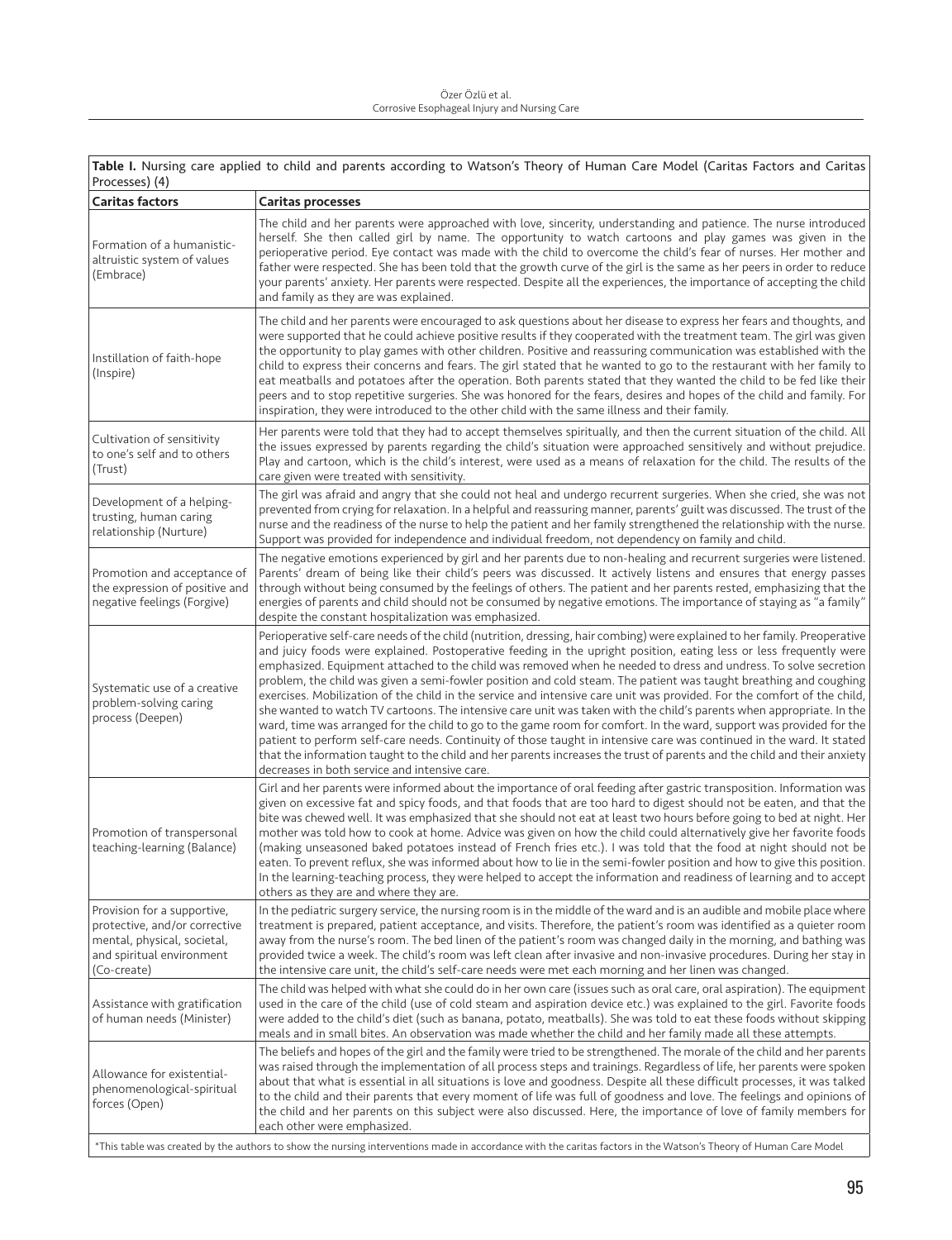**Table I.** Nursing care applied to child and parents according to Watson's Theory of Human Care Model (Caritas Factors and Caritas Processes) (4)

| Caritas factors | Caritas processes |
|---|---|
| Formation of a humanistic-altruistic system of values (Embrace) | The child and her parents were approached with love, sincerity, understanding and patience. The nurse introduced herself. She then called girl by name. The opportunity to watch cartoons and play games was given in the perioperative period. Eye contact was made with the child to overcome the child's fear of nurses. Her mother and father were respected. She has been told that the growth curve of the girl is the same as her peers in order to reduce your parents' anxiety. Her parents were respected. Despite all the experiences, the importance of accepting the child and family as they are was explained. |
| Instillation of faith-hope (Inspire) | The child and her parents were encouraged to ask questions about her disease to express her fears and thoughts, and were supported that he could achieve positive results if they cooperated with the treatment team. The girl was given the opportunity to play games with other children. Positive and reassuring communication was established with the child to express their concerns and fears. The girl stated that he wanted to go to the restaurant with her family to eat meatballs and potatoes after the operation. Both parents stated that they wanted the child to be fed like their peers and to stop repetitive surgeries. She was honored for the fears, desires and hopes of the child and family. For inspiration, they were introduced to the other child with the same illness and their family. |
| Cultivation of sensitivity to one's self and to others (Trust) | Her parents were told that they had to accept themselves spiritually, and then the current situation of the child. All the issues expressed by parents regarding the child's situation were approached sensitively and without prejudice. Play and cartoon, which is the child's interest, were used as a means of relaxation for the child. The results of the care given were treated with sensitivity. |
| Development of a helping-trusting, human caring relationship (Nurture) | The girl was afraid and angry that she could not heal and undergo recurrent surgeries. When she cried, she was not prevented from crying for relaxation. In a helpful and reassuring manner, parents' guilt was discussed. The trust of the nurse and the readiness of the nurse to help the patient and her family strengthened the relationship with the nurse. Support was provided for independence and individual freedom, not dependency on family and child. |
| Promotion and acceptance of the expression of positive and negative feelings (Forgive) | The negative emotions experienced by girl and her parents due to non-healing and recurrent surgeries were listened. Parents' dream of being like their child's peers was discussed. It actively listens and ensures that energy passes through without being consumed by the feelings of others. The patient and her parents rested, emphasizing that the energies of parents and child should not be consumed by negative emotions. The importance of staying as "a family" despite the constant hospitalization was emphasized. |
| Systematic use of a creative problem-solving caring process (Deepen) | Perioperative self-care needs of the child (nutrition, dressing, hair combing) were explained to her family. Preoperative and juicy foods were explained. Postoperative feeding in the upright position, eating less or less frequently were emphasized. Equipment attached to the child was removed when he needed to dress and undress. To solve secretion problem, the child was given a semi-fowler position and cold steam. The patient was taught breathing and coughing exercises. Mobilization of the child in the service and intensive care unit was provided. For the comfort of the child, she wanted to watch TV cartoons. The intensive care unit was taken with the child's parents when appropriate. In the ward, time was arranged for the child to go to the game room for comfort. In the ward, support was provided for the patient to perform self-care needs. Continuity of those taught in intensive care was continued in the ward. It stated that the information taught to the child and her parents increases the trust of parents and the child and their anxiety decreases in both service and intensive care. |
| Promotion of transpersonal teaching-learning (Balance) | Girl and her parents were informed about the importance of oral feeding after gastric transposition. Information was given on excessive fat and spicy foods, and that foods that are too hard to digest should not be eaten, and that the bite was chewed well. It was emphasized that she should not eat at least two hours before going to bed at night. Her mother was told how to cook at home. Advice was given on how the child could alternatively give her favorite foods (making unseasoned baked potatoes instead of French fries etc.). I was told that the food at night should not be eaten. To prevent reflux, she was informed about how to lie in the semi-fowler position and how to give this position. In the learning-teaching process, they were helped to accept the information and readiness of learning and to accept others as they are and where they are. |
| Provision for a supportive, protective, and/or corrective mental, physical, societal, and spiritual environment (Co-create) | In the pediatric surgery service, the nursing room is in the middle of the ward and is an audible and mobile place where treatment is prepared, patient acceptance, and visits. Therefore, the patient's room was identified as a quieter room away from the nurse's room. The bed linen of the patient's room was changed daily in the morning, and bathing was provided twice a week. The child's room was left clean after invasive and non-invasive procedures. During her stay in the intensive care unit, the child's self-care needs were met each morning and her linen was changed. |
| Assistance with gratification of human needs (Minister) | The child was helped with what she could do in her own care (issues such as oral care, oral aspiration). The equipment used in the care of the child (use of cold steam and aspiration device etc.) was explained to the girl. Favorite foods were added to the child's diet (such as banana, potato, meatballs). She was told to eat these foods without skipping meals and in small bites. An observation was made whether the child and her family made all these attempts. |
| Allowance for existential-phenomenological-spiritual forces (Open) | The beliefs and hopes of the girl and the family were tried to be strengthened. The morale of the child and her parents was raised through the implementation of all process steps and trainings. Regardless of life, her parents were spoken about that what is essential in all situations is love and goodness. Despite all these difficult processes, it was talked to the child and their parents that every moment of life was full of goodness and love. The feelings and opinions of the child and her parents on this subject were also discussed. Here, the importance of love of family members for each other were emphasized. |

*This table was created by the authors to show the nursing interventions made in accordance with the caritas factors in the Watson's Theory of Human Care Model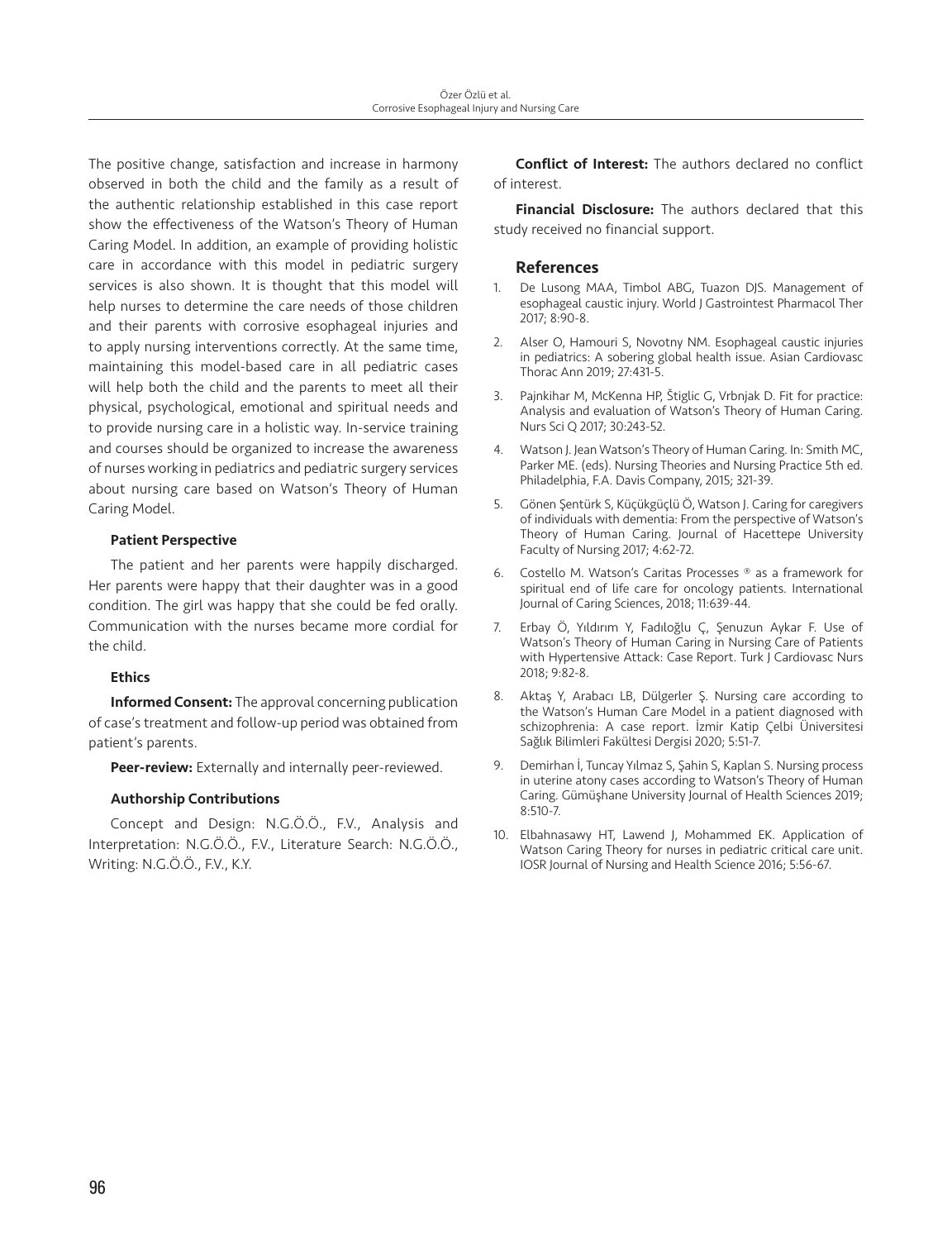The positive change, satisfaction and increase in harmony observed in both the child and the family as a result of the authentic relationship established in this case report show the effectiveness of the Watson's Theory of Human Caring Model. In addition, an example of providing holistic care in accordance with this model in pediatric surgery services is also shown. It is thought that this model will help nurses to determine the care needs of those children and their parents with corrosive esophageal injuries and to apply nursing interventions correctly. At the same time, maintaining this model-based care in all pediatric cases will help both the child and the parents to meet all their physical, psychological, emotional and spiritual needs and to provide nursing care in a holistic way. In-service training and courses should be organized to increase the awareness of nurses working in pediatrics and pediatric surgery services about nursing care based on Watson's Theory of Human Caring Model.

**Patient Perspective**

The patient and her parents were happily discharged. Her parents were happy that their daughter was in a good condition. The girl was happy that she could be fed orally. Communication with the nurses became more cordial for the child.

**Ethics**

**Informed Consent:** The approval concerning publication of case's treatment and follow-up period was obtained from patient's parents.

**Peer-review:** Externally and internally peer-reviewed.

**Authorship Contributions**

Concept and Design: N.G.Ö.Ö., F.V., Analysis and Interpretation: N.G.Ö.Ö., F.V., Literature Search: N.G.Ö.Ö., Writing: N.G.Ö.Ö., F.V., K.Y.

**Conflict of Interest:** The authors declared no conflict of interest.

**Financial Disclosure:** The authors declared that this study received no financial support.

## References

1. De Lusong MAA, Timbol ABG, Tuazon DJS. Management of esophageal caustic injury. World J Gastrointest Pharmacol Ther 2017; 8:90-8.
2. Alser O, Hamouri S, Novotny NM. Esophageal caustic injuries in pediatrics: A sobering global health issue. Asian Cardiovasc Thorac Ann 2019; 27:431-5.
3. Pajnkihar M, McKenna HP, Štiglic G, Vrbnjak D. Fit for practice: Analysis and evaluation of Watson's Theory of Human Caring. Nurs Sci Q 2017; 30:243-52.
4. Watson J. Jean Watson's Theory of Human Caring. In: Smith MC, Parker ME. (eds). Nursing Theories and Nursing Practice 5th ed. Philadelphia, F.A. Davis Company, 2015; 321-39.
5. Gönen Şentürk S, Küçükgüçlü Ö, Watson J. Caring for caregivers of individuals with dementia: From the perspective of Watson's Theory of Human Caring. Journal of Hacettepe University Faculty of Nursing 2017; 4:62-72.
6. Costello M. Watson's Caritas Processes ® as a framework for spiritual end of life care for oncology patients. International Journal of Caring Sciences, 2018; 11:639-44.
7. Erbay Ö, Yıldırım Y, Fadıloğlu Ç, Şenuzun Aykar F. Use of Watson's Theory of Human Caring in Nursing Care of Patients with Hypertensive Attack: Case Report. Turk J Cardiovasc Nurs 2018; 9:82-8.
8. Aktaş Y, Arabacı LB, Dülgerler Ş. Nursing care according to the Watson's Human Care Model in a patient diagnosed with schizophrenia: A case report. İzmir Katip Çelbi Üniversitesi Sağlık Bilimleri Fakültesi Dergisi 2020; 5:51-7.
9. Demirhan İ, Tuncay Yılmaz S, Şahin S, Kaplan S. Nursing process in uterine atony cases according to Watson's Theory of Human Caring. Gümüşhane University Journal of Health Sciences 2019; 8:510-7.
10. Elbahnasawy HT, Lawend J, Mohammed EK. Application of Watson Caring Theory for nurses in pediatric critical care unit. IOSR Journal of Nursing and Health Science 2016; 5:56-67.